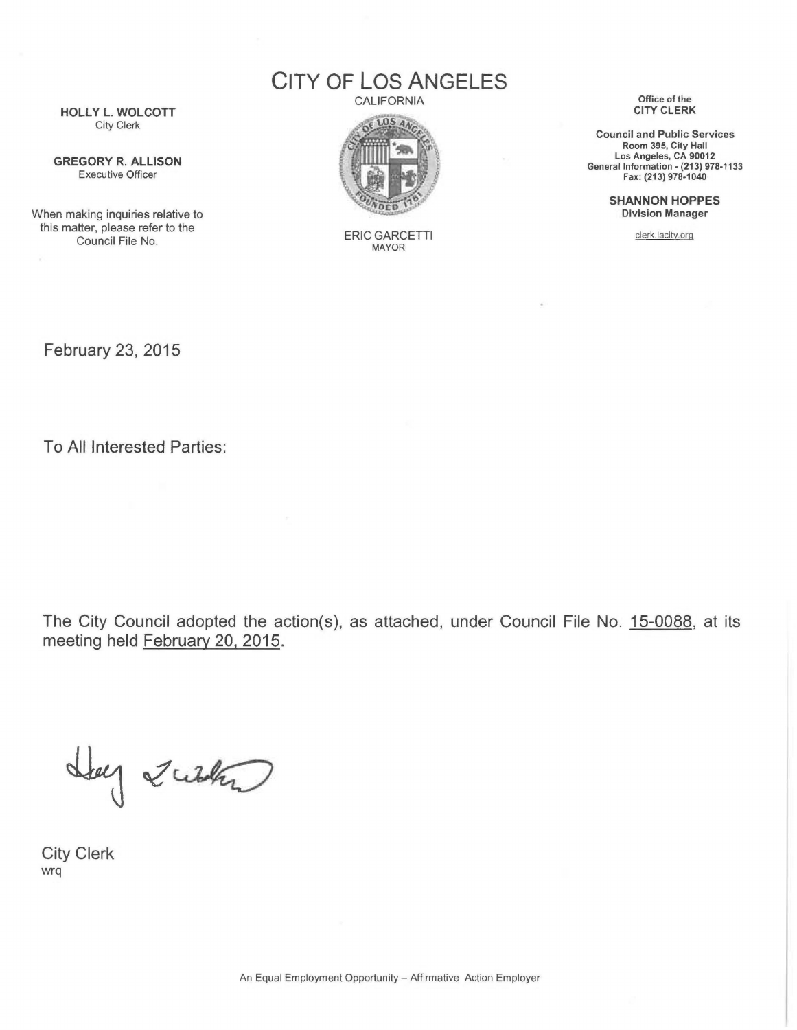HOLLY L. WOLCOTT
City Clerk

GREGORY R. ALLISON
Executive Officer

When making inquiries relative to this matter, please refer to the Council File No.

# CITY OF LOS ANGELES

CALIFORNIA

ERIC GARCETTI
MAYOR

Office of the
CITY CLERK

Council and Public Services
Room 395, City Hall
Los Angeles, CA 90012
General Information - (213) 978-1133
Fax: (213) 978-1040

SHANNON HOPPES
Division Manager

clerk.lacity.org

February 23, 2015

To All Interested Parties:

The City Council adopted the action(s), as attached, under Council File No. 15-0088, at its meeting held February 20, 2015.

City Clerk
wrq

An Equal Employment Opportunity – Affirmative Action Employer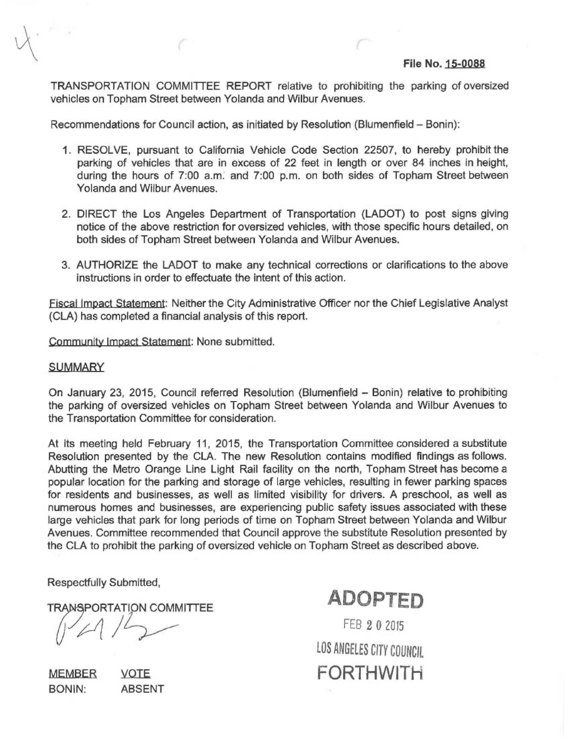**File No. 15-0088**

TRANSPORTATION COMMITTEE REPORT relative to prohibiting the parking of oversized vehicles on Topham Street between Yolanda and Wilbur Avenues.

Recommendations for Council action, as initiated by Resolution (Blumenfield – Bonin):

1. RESOLVE, pursuant to California Vehicle Code Section 22507, to hereby prohibit the parking of vehicles that are in excess of 22 feet in length or over 84 inches in height, during the hours of 7:00 a.m. and 7:00 p.m. on both sides of Topham Street between Yolanda and Wilbur Avenues.

2. DIRECT the Los Angeles Department of Transportation (LADOT) to post signs giving notice of the above restriction for oversized vehicles, with those specific hours detailed, on both sides of Topham Street between Yolanda and Wilbur Avenues.

3. AUTHORIZE the LADOT to make any technical corrections or clarifications to the above instructions in order to effectuate the intent of this action.

Fiscal Impact Statement: Neither the City Administrative Officer nor the Chief Legislative Analyst (CLA) has completed a financial analysis of this report.

Community Impact Statement: None submitted.

## SUMMARY

On January 23, 2015, Council referred Resolution (Blumenfield – Bonin) relative to prohibiting the parking of oversized vehicles on Topham Street between Yolanda and Wilbur Avenues to the Transportation Committee for consideration.

At its meeting held February 11, 2015, the Transportation Committee considered a substitute Resolution presented by the CLA. The new Resolution contains modified findings as follows. Abutting the Metro Orange Line Light Rail facility on the north, Topham Street has become a popular location for the parking and storage of large vehicles, resulting in fewer parking spaces for residents and businesses, as well as limited visibility for drivers. A preschool, as well as numerous homes and businesses, are experiencing public safety issues associated with these large vehicles that park for long periods of time on Topham Street between Yolanda and Wilbur Avenues. Committee recommended that Council approve the substitute Resolution presented by the CLA to prohibit the parking of oversized vehicle on Topham Street as described above.

Respectfully Submitted,

TRANSPORTATION COMMITTEE

| MEMBER | VOTE |
|---|---|
| BONIN: | ABSENT |

**ADOPTED**

FEB 20 2015

LOS ANGELES CITY COUNCIL

**FORTHWITH**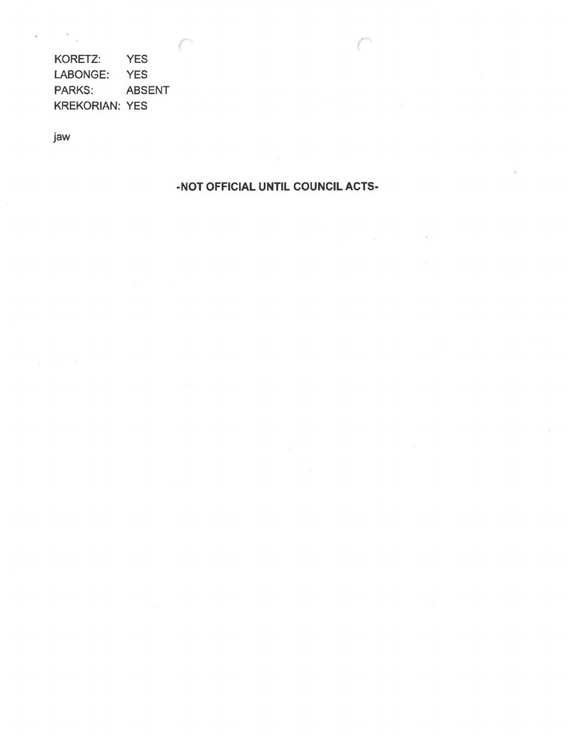KORETZ: YES
LABONGE: YES
PARKS: ABSENT
KREKORIAN: YES

jaw

**-NOT OFFICIAL UNTIL COUNCIL ACTS-**